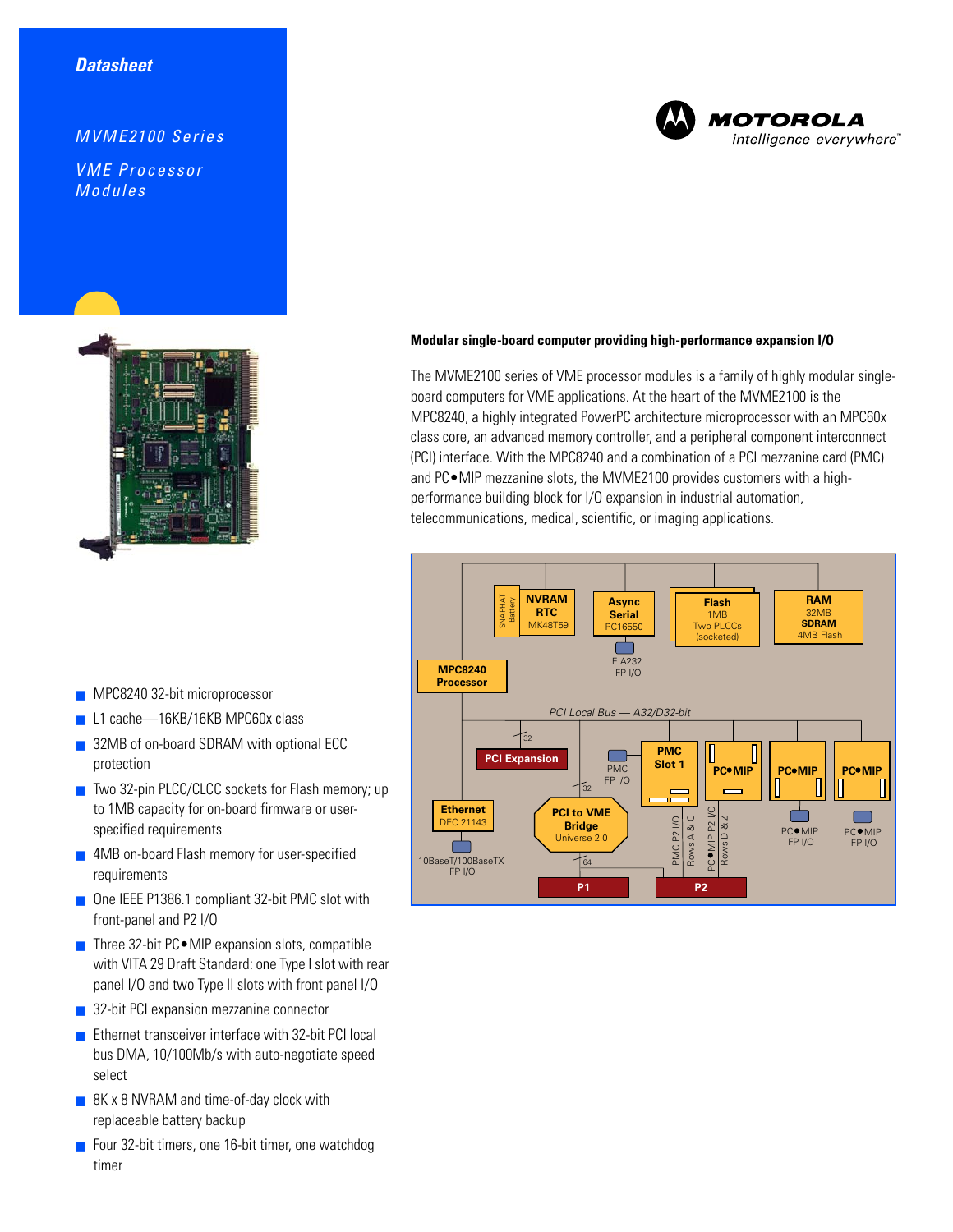Datasheet

# MVME2100 Series

## VME Processor Modules

MOTOROLA
intelligence everywhere™

### Modular single-board computer providing high-performance expansion I/O

The MVME2100 series of VME processor modules is a family of highly modular single-board computers for VME applications. At the heart of the MVME2100 is the MPC8240, a highly integrated PowerPC architecture microprocessor with an MPC60x class core, an advanced memory controller, and a peripheral component interconnect (PCI) interface. With the MPC8240 and a combination of a PCI mezzanine card (PMC) and PC•MIP mezzanine slots, the MVME2100 provides customers with a high-performance building block for I/O expansion in industrial automation, telecommunications, medical, scientific, or imaging applications.

- MPC8240 32-bit microprocessor
- L1 cache—16KB/16KB MPC60x class
- 32MB of on-board SDRAM with optional ECC protection
- Two 32-pin PLCC/CLCC sockets for Flash memory; up to 1MB capacity for on-board firmware or user-specified requirements
- 4MB on-board Flash memory for user-specified requirements
- One IEEE P1386.1 compliant 32-bit PMC slot with front-panel and P2 I/O
- Three 32-bit PC•MIP expansion slots, compatible with VITA 29 Draft Standard: one Type I slot with rear panel I/O and two Type II slots with front panel I/O
- 32-bit PCI expansion mezzanine connector
- Ethernet transceiver interface with 32-bit PCI local bus DMA, 10/100Mb/s with auto-negotiate speed select
- 8K x 8 NVRAM and time-of-day clock with replaceable battery backup
- Four 32-bit timers, one 16-bit timer, one watchdog timer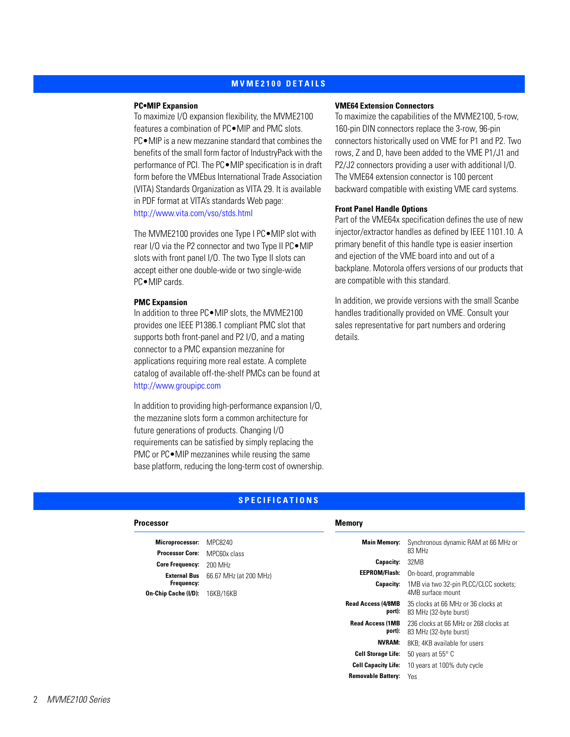## MVME2100 DETAILS

### PC•MIP Expansion

To maximize I/O expansion flexibility, the MVME2100 features a combination of PC•MIP and PMC slots. PC•MIP is a new mezzanine standard that combines the benefits of the small form factor of IndustryPack with the performance of PCI. The PC•MIP specification is in draft form before the VMEbus International Trade Association (VITA) Standards Organization as VITA 29. It is available in PDF format at VITA's standards Web page: http://www.vita.com/vso/stds.html

The MVME2100 provides one Type I PC•MIP slot with rear I/O via the P2 connector and two Type II PC•MIP slots with front panel I/O. The two Type II slots can accept either one double-wide or two single-wide PC•MIP cards.

### PMC Expansion

In addition to three PC•MIP slots, the MVME2100 provides one IEEE P1386.1 compliant PMC slot that supports both front-panel and P2 I/O, and a mating connector to a PMC expansion mezzanine for applications requiring more real estate. A complete catalog of available off-the-shelf PMCs can be found at http://www.groupipc.com

In addition to providing high-performance expansion I/O, the mezzanine slots form a common architecture for future generations of products. Changing I/O requirements can be satisfied by simply replacing the PMC or PC•MIP mezzanines while reusing the same base platform, reducing the long-term cost of ownership.

### VME64 Extension Connectors

To maximize the capabilities of the MVME2100, 5-row, 160-pin DIN connectors replace the 3-row, 96-pin connectors historically used on VME for P1 and P2. Two rows, Z and D, have been added to the VME P1/J1 and P2/J2 connectors providing a user with additional I/O. The VME64 extension connector is 100 percent backward compatible with existing VME card systems.

### Front Panel Handle Options

Part of the VME64x specification defines the use of new injector/extractor handles as defined by IEEE 1101.10. A primary benefit of this handle type is easier insertion and ejection of the VME board into and out of a backplane. Motorola offers versions of our products that are compatible with this standard.

In addition, we provide versions with the small Scanbe handles traditionally provided on VME. Consult your sales representative for part numbers and ordering details.

## SPECIFICATIONS

### Processor

| | |
|---|---|
| **Microprocessor:** | MPC8240 |
| **Processor Core:** | MPC60x class |
| **Core Frequency:** | 200 MHz |
| **External Bus Frequency:** | 66.67 MHz (at 200 MHz) |
| **On-Chip Cache (I/D):** | 16KB/16KB |

### Memory

| | |
|---|---|
| **Main Memory:** | Synchronous dynamic RAM at 66 MHz or 83 MHz |
| **Capacity:** | 32MB |
| **EEPROM/Flash:** | On-board, programmable |
| **Capacity:** | 1MB via two 32-pin PLCC/CLCC sockets; 4MB surface mount |
| **Read Access (4/8MB port):** | 35 clocks at 66 MHz or 36 clocks at 83 MHz (32-byte burst) |
| **Read Access (1MB port):** | 236 clocks at 66 MHz or 268 clocks at 83 MHz (32-byte burst) |
| **NVRAM:** | 8KB; 4KB available for users |
| **Cell Storage Life:** | 50 years at 55° C |
| **Cell Capacity Life:** | 10 years at 100% duty cycle |
| **Removable Battery:** | Yes |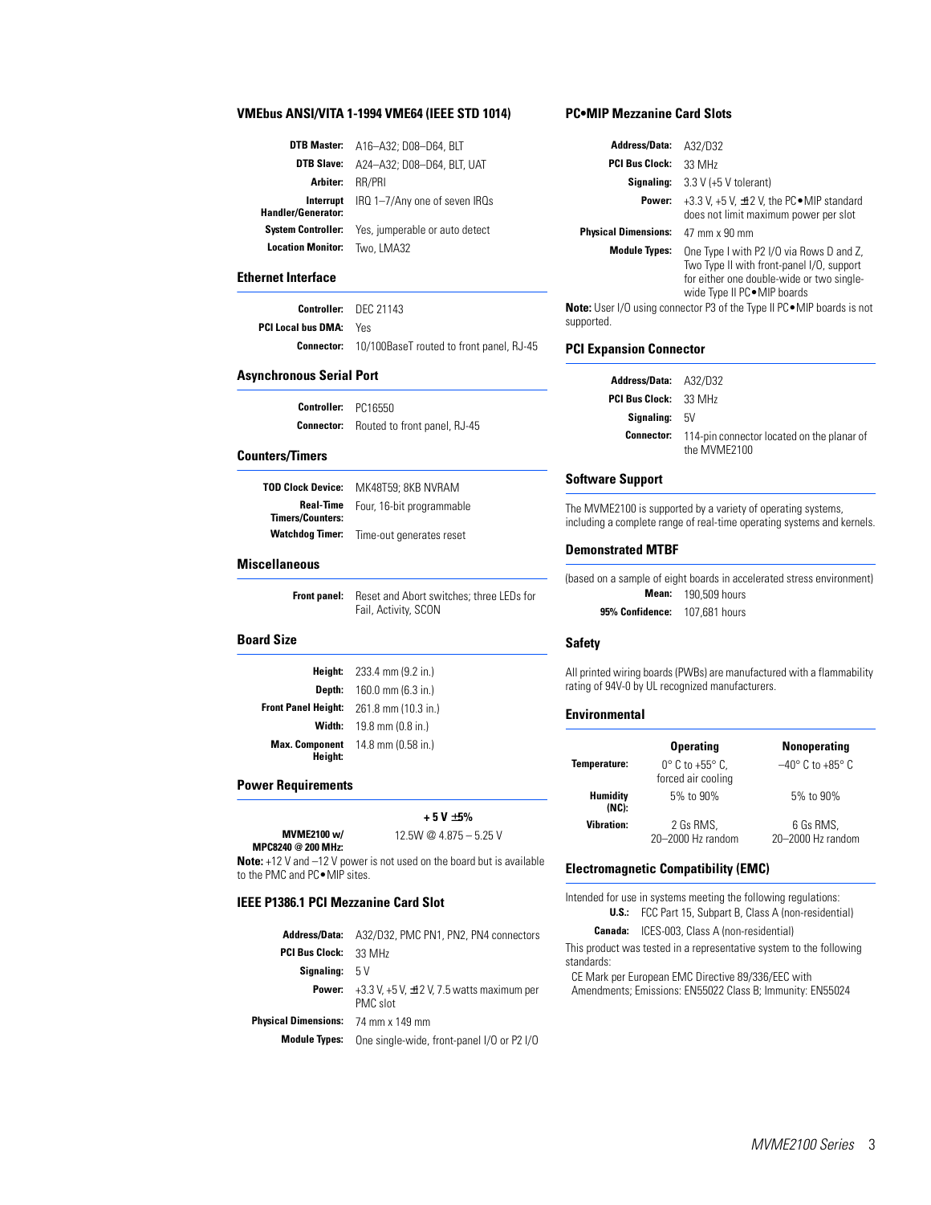### VMEbus ANSI/VITA 1-1994 VME64 (IEEE STD 1014)

| | |
|---|---|
| **DTB Master:** | A16–A32; D08–D64, BLT |
| **DTB Slave:** | A24–A32; D08–D64, BLT, UAT |
| **Arbiter:** | RR/PRI |
| **Interrupt Handler/Generator:** | IRQ 1–7/Any one of seven IRQs |
| **System Controller:** | Yes, jumperable or auto detect |
| **Location Monitor:** | Two, LMA32 |

### Ethernet Interface

| | |
|---|---|
| **Controller:** | DEC 21143 |
| **PCI Local bus DMA:** | Yes |
| **Connector:** | 10/100BaseT routed to front panel, RJ-45 |

### Asynchronous Serial Port

| | |
|---|---|
| **Controller:** | PC16550 |
| **Connector:** | Routed to front panel, RJ-45 |

### Counters/Timers

| | |
|---|---|
| **TOD Clock Device:** | MK48T59; 8KB NVRAM |
| **Real-Time Timers/Counters:** | Four, 16-bit programmable |
| **Watchdog Timer:** | Time-out generates reset |

### Miscellaneous

| | |
|---|---|
| **Front panel:** | Reset and Abort switches; three LEDs for Fail, Activity, SCON |

### Board Size

| | |
|---|---|
| **Height:** | 233.4 mm (9.2 in.) |
| **Depth:** | 160.0 mm (6.3 in.) |
| **Front Panel Height:** | 261.8 mm (10.3 in.) |
| **Width:** | 19.8 mm (0.8 in.) |
| **Max. Component Height:** | 14.8 mm (0.58 in.) |

### Power Requirements

| | **+5 V ±5%** |
|---|---|
| **MVME2100 w/ MPC8240 @ 200 MHz:** | 12.5W @ 4.875 – 5.25 V |

**Note:** +12 V and –12 V power is not used on the board but is available to the PMC and PC•MIP sites.

### IEEE P1386.1 PCI Mezzanine Card Slot

| | |
|---|---|
| **Address/Data:** | A32/D32, PMC PN1, PN2, PN4 connectors |
| **PCI Bus Clock:** | 33 MHz |
| **Signaling:** | 5 V |
| **Power:** | +3.3 V, ±12 V, 7.5 watts maximum per PMC slot |
| **Physical Dimensions:** | 74 mm x 149 mm |
| **Module Types:** | One single-wide, front-panel I/O or P2 I/O |

### PC•MIP Mezzanine Card Slots

| | |
|---|---|
| **Address/Data:** | A32/D32 |
| **PCI Bus Clock:** | 33 MHz |
| **Signaling:** | 3.3 V (+5 V tolerant) |
| **Power:** | +3.3 V, +5 V, ±12 V, the PC•MIP standard does not limit maximum power per slot |
| **Physical Dimensions:** | 47 mm x 90 mm |
| **Module Types:** | One Type I with P2 I/O via Rows D and Z, Two Type II with front-panel I/O, support for either one double-wide or two single-wide Type II PC•MIP boards |

**Note:** User I/O using connector P3 of the Type II PC•MIP boards is not supported.

### PCI Expansion Connector

| | |
|---|---|
| **Address/Data:** | A32/D32 |
| **PCI Bus Clock:** | 33 MHz |
| **Signaling:** | 5V |
| **Connector:** | 114-pin connector located on the planar of the MVME2100 |

### Software Support

The MVME2100 is supported by a variety of operating systems, including a complete range of real-time operating systems and kernels.

### Demonstrated MTBF

(based on a sample of eight boards in accelerated stress environment)

| | |
|---|---|
| **Mean:** | 190,509 hours |
| **95% Confidence:** | 107,681 hours |

### Safety

All printed wiring boards (PWBs) are manufactured with a flammability rating of 94V-0 by UL recognized manufacturers.

### Environmental

| | **Operating** | **Nonoperating** |
|---|---|---|
| **Temperature:** | 0° C to +55° C, forced air cooling | –40° C to +85° C |
| **Humidity (NC):** | 5% to 90% | 5% to 90% |
| **Vibration:** | 2 Gs RMS, 20–2000 Hz random | 6 Gs RMS, 20–2000 Hz random |

### Electromagnetic Compatibility (EMC)

Intended for use in systems meeting the following regulations:

| | |
|---|---|
| **U.S.:** | FCC Part 15, Subpart B, Class A (non-residential) |
| **Canada:** | ICES-003, Class A (non-residential) |

This product was tested in a representative system to the following standards:

CE Mark per European EMC Directive 89/336/EEC with Amendments; Emissions: EN55022 Class B; Immunity: EN55024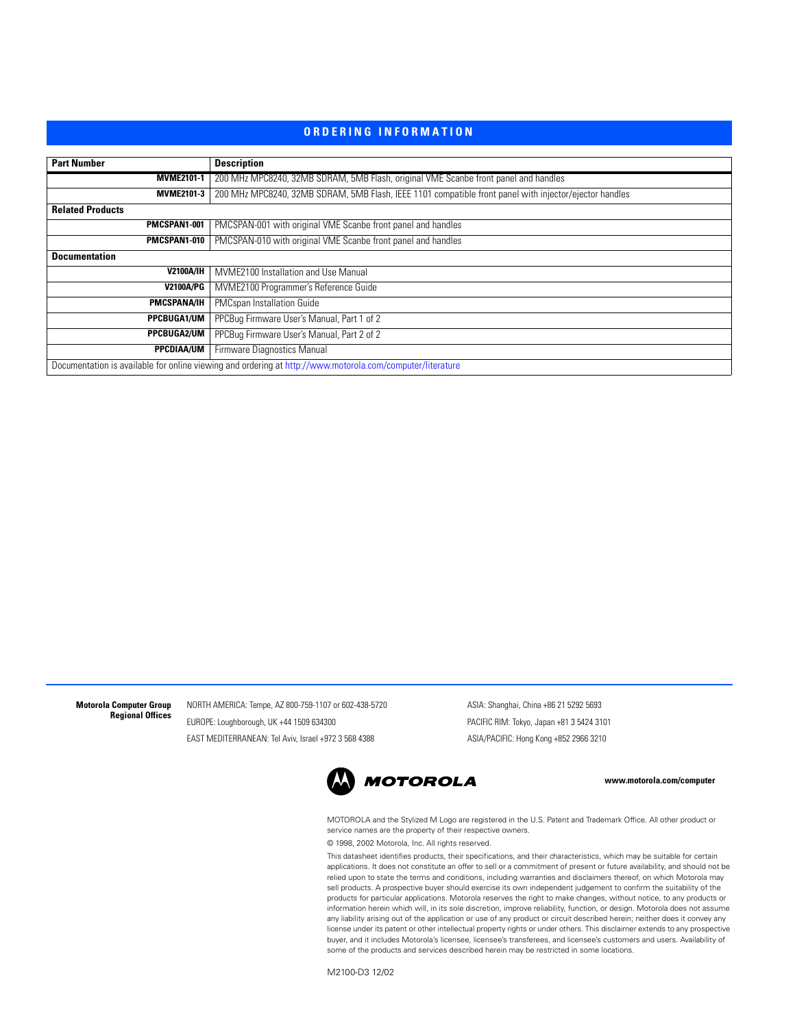## ORDERING INFORMATION

| Part Number | Description |
|---|---|
| MVME2101-1 | 200 MHz MPC8240, 32MB SDRAM, 5MB Flash, original VME Scanbe front panel and handles |
| MVME2101-3 | 200 MHz MPC8240, 32MB SDRAM, 5MB Flash, IEEE 1101 compatible front panel with injector/ejector handles |
| **Related Products** | |
| PMCSPAN1-001 | PMCSPAN-001 with original VME Scanbe front panel and handles |
| PMCSPAN1-010 | PMCSPAN-010 with original VME Scanbe front panel and handles |
| **Documentation** | |
| V2100A/IH | MVME2100 Installation and Use Manual |
| V2100A/PG | MVME2100 Programmer's Reference Guide |
| PMCSPANA/IH | PMCspan Installation Guide |
| PPCBUGA1/UM | PPCBug Firmware User's Manual, Part 1 of 2 |
| PPCBUGA2/UM | PPCBug Firmware User's Manual, Part 2 of 2 |
| PPCDIAA/UM | Firmware Diagnostics Manual |

Documentation is available for online viewing and ordering at http://www.motorola.com/computer/literature

**Motorola Computer Group Regional Offices**

NORTH AMERICA: Tempe, AZ 800-759-1107 or 602-438-5720

EUROPE: Loughborough, UK +44 1509 634300

EAST MEDITERRANEAN: Tel Aviv, Israel +972 3 568 4388

ASIA: Shanghai, China +86 21 5292 5693

PACIFIC RIM: Tokyo, Japan +81 3 5424 3101

ASIA/PACIFIC: Hong Kong +852 2966 3210

MOTOROLA

**www.motorola.com/computer**

MOTOROLA and the Stylized M Logo are registered in the U.S. Patent and Trademark Office. All other product or service names are the property of their respective owners.

© 1998, 2002 Motorola, Inc. All rights reserved.

This datasheet identifies products, their specifications, and their characteristics, which may be suitable for certain applications. It does not constitute an offer to sell or a commitment of present or future availability, and should not be relied upon to state the terms and conditions, including warranties and disclaimers thereof, on which Motorola may sell products. A prospective buyer should exercise its own independent judgement to confirm the suitability of the products for particular applications. Motorola reserves the right to make changes, without notice, to any products or information herein which will, in its sole discretion, improve reliability, function, or design. Motorola does not assume any liability arising out of the application or use of any product or circuit described herein; neither does it convey any license under its patent or other intellectual property rights or under others. This disclaimer extends to any prospective buyer, and it includes Motorola's licensee, licensee's transferees, and licensee's customers and users. Availability of some of the products and services described herein may be restricted in some locations.

M2100-D3 12/02